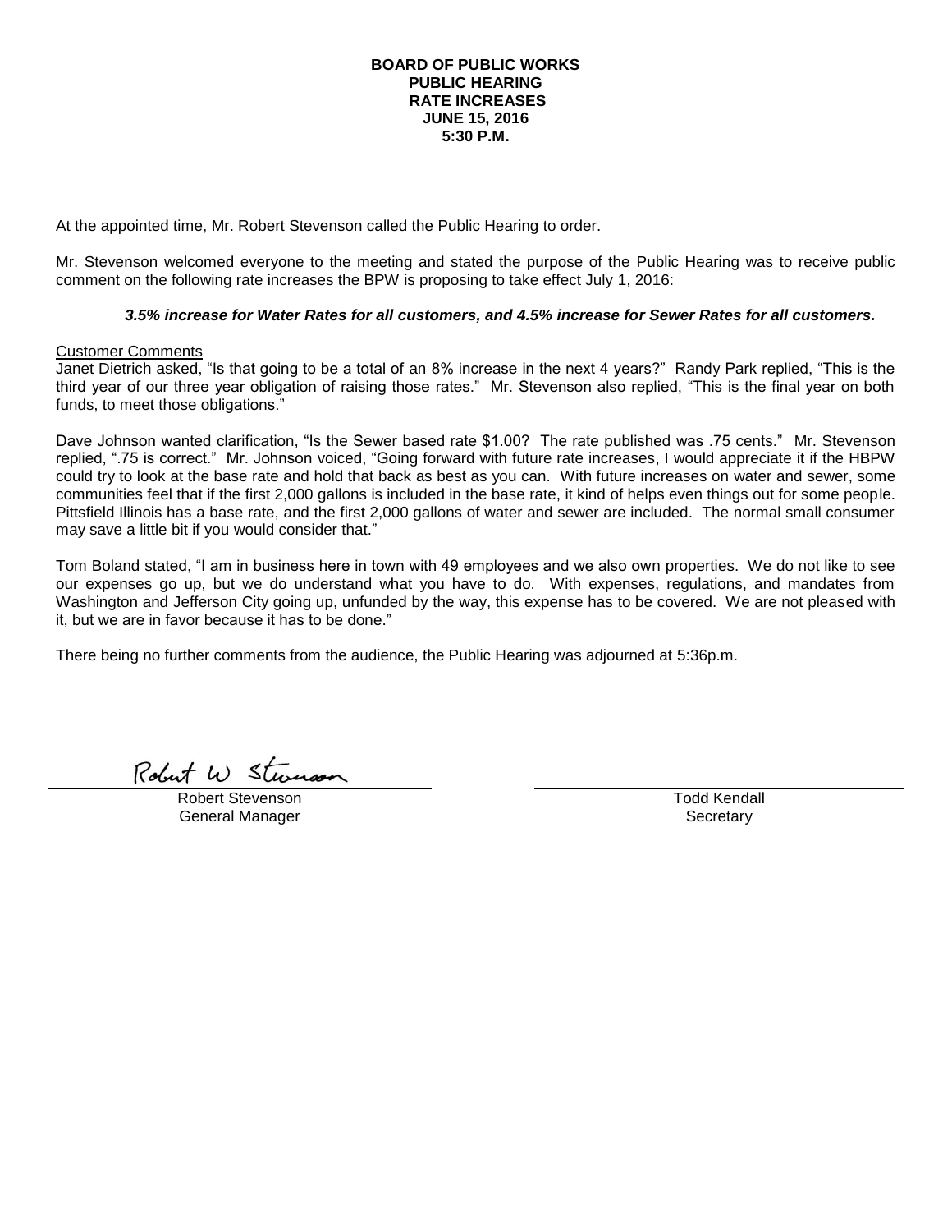**BOARD OF PUBLIC WORKS**
**PUBLIC HEARING**
**RATE INCREASES**
**JUNE 15, 2016**
**5:30 P.M.**

At the appointed time, Mr. Robert Stevenson called the Public Hearing to order.

Mr. Stevenson welcomed everyone to the meeting and stated the purpose of the Public Hearing was to receive public comment on the following rate increases the BPW is proposing to take effect July 1, 2016:

***3.5% increase for Water Rates for all customers, and 4.5% increase for Sewer Rates for all customers.***

Customer Comments

Janet Dietrich asked, "Is that going to be a total of an 8% increase in the next 4 years?" Randy Park replied, "This is the third year of our three year obligation of raising those rates." Mr. Stevenson also replied, "This is the final year on both funds, to meet those obligations."

Dave Johnson wanted clarification, "Is the Sewer based rate $1.00? The rate published was .75 cents." Mr. Stevenson replied, ".75 is correct." Mr. Johnson voiced, "Going forward with future rate increases, I would appreciate it if the HBPW could try to look at the base rate and hold that back as best as you can. With future increases on water and sewer, some communities feel that if the first 2,000 gallons is included in the base rate, it kind of helps even things out for some people. Pittsfield Illinois has a base rate, and the first 2,000 gallons of water and sewer are included. The normal small consumer may save a little bit if you would consider that."

Tom Boland stated, "I am in business here in town with 49 employees and we also own properties. We do not like to see our expenses go up, but we do understand what you have to do. With expenses, regulations, and mandates from Washington and Jefferson City going up, unfunded by the way, this expense has to be covered. We are not pleased with it, but we are in favor because it has to be done."

There being no further comments from the audience, the Public Hearing was adjourned at 5:36p.m.

Robert W Stevenson

Robert Stevenson
General Manager

Todd Kendall
Secretary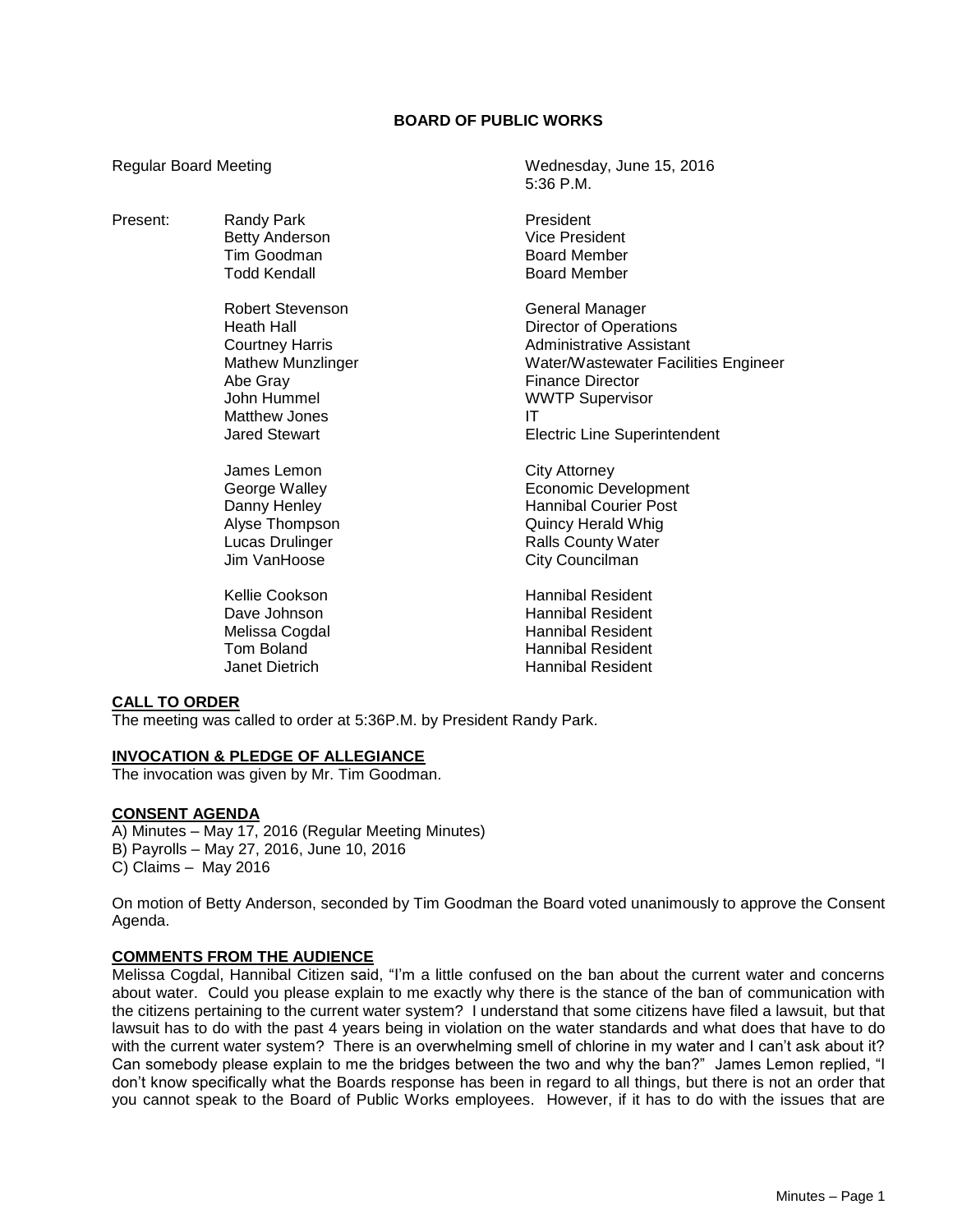# BOARD OF PUBLIC WORKS

Regular Board Meeting — Wednesday, June 15, 2016, 5:36 P.M.

| Present: | | |
|---|---|---|
| | Randy Park | President |
| | Betty Anderson | Vice President |
| | Tim Goodman | Board Member |
| | Todd Kendall | Board Member |
| | Robert Stevenson | General Manager |
| | Heath Hall | Director of Operations |
| | Courtney Harris | Administrative Assistant |
| | Mathew Munzlinger | Water/Wastewater Facilities Engineer |
| | Abe Gray | Finance Director |
| | John Hummel | WWTP Supervisor |
| | Matthew Jones | IT |
| | Jared Stewart | Electric Line Superintendent |
| | James Lemon | City Attorney |
| | George Walley | Economic Development |
| | Danny Henley | Hannibal Courier Post |
| | Alyse Thompson | Quincy Herald Whig |
| | Lucas Drulinger | Ralls County Water |
| | Jim VanHoose | City Councilman |
| | Kellie Cookson | Hannibal Resident |
| | Dave Johnson | Hannibal Resident |
| | Melissa Cogdal | Hannibal Resident |
| | Tom Boland | Hannibal Resident |
| | Janet Dietrich | Hannibal Resident |

## CALL TO ORDER

The meeting was called to order at 5:36P.M. by President Randy Park.

## INVOCATION & PLEDGE OF ALLEGIANCE

The invocation was given by Mr. Tim Goodman.

## CONSENT AGENDA

A) Minutes – May 17, 2016 (Regular Meeting Minutes)
B) Payrolls – May 27, 2016, June 10, 2016
C) Claims – May 2016

On motion of Betty Anderson, seconded by Tim Goodman the Board voted unanimously to approve the Consent Agenda.

## COMMENTS FROM THE AUDIENCE

Melissa Cogdal, Hannibal Citizen said, "I'm a little confused on the ban about the current water and concerns about water. Could you please explain to me exactly why there is the stance of the ban of communication with the citizens pertaining to the current water system? I understand that some citizens have filed a lawsuit, but that lawsuit has to do with the past 4 years being in violation on the water standards and what does that have to do with the current water system? There is an overwhelming smell of chlorine in my water and I can't ask about it? Can somebody please explain to me the bridges between the two and why the ban?" James Lemon replied, "I don't know specifically what the Boards response has been in regard to all things, but there is not an order that you cannot speak to the Board of Public Works employees. However, if it has to do with the issues that are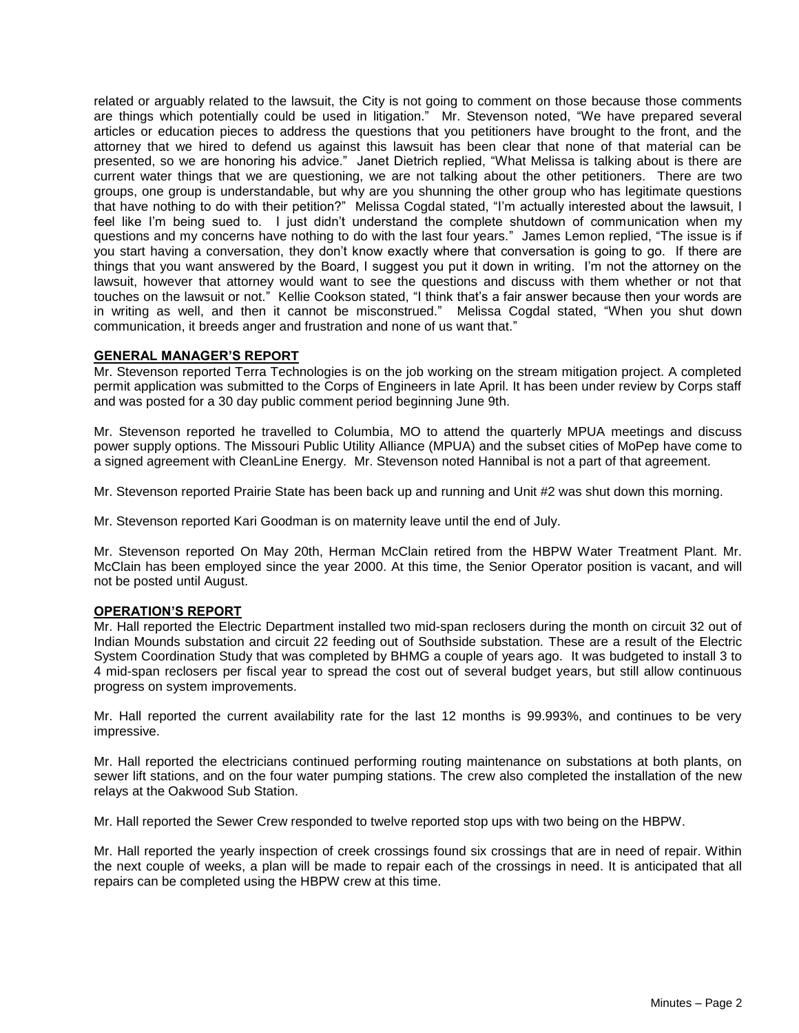related or arguably related to the lawsuit, the City is not going to comment on those because those comments are things which potentially could be used in litigation." Mr. Stevenson noted, "We have prepared several articles or education pieces to address the questions that you petitioners have brought to the front, and the attorney that we hired to defend us against this lawsuit has been clear that none of that material can be presented, so we are honoring his advice." Janet Dietrich replied, "What Melissa is talking about is there are current water things that we are questioning, we are not talking about the other petitioners. There are two groups, one group is understandable, but why are you shunning the other group who has legitimate questions that have nothing to do with their petition?" Melissa Cogdal stated, "I'm actually interested about the lawsuit, I feel like I'm being sued to. I just didn't understand the complete shutdown of communication when my questions and my concerns have nothing to do with the last four years." James Lemon replied, "The issue is if you start having a conversation, they don't know exactly where that conversation is going to go. If there are things that you want answered by the Board, I suggest you put it down in writing. I'm not the attorney on the lawsuit, however that attorney would want to see the questions and discuss with them whether or not that touches on the lawsuit or not." Kellie Cookson stated, "I think that's a fair answer because then your words are in writing as well, and then it cannot be misconstrued." Melissa Cogdal stated, "When you shut down communication, it breeds anger and frustration and none of us want that."

**GENERAL MANAGER'S REPORT**

Mr. Stevenson reported Terra Technologies is on the job working on the stream mitigation project. A completed permit application was submitted to the Corps of Engineers in late April. It has been under review by Corps staff and was posted for a 30 day public comment period beginning June 9th.

Mr. Stevenson reported he travelled to Columbia, MO to attend the quarterly MPUA meetings and discuss power supply options. The Missouri Public Utility Alliance (MPUA) and the subset cities of MoPep have come to a signed agreement with CleanLine Energy. Mr. Stevenson noted Hannibal is not a part of that agreement.

Mr. Stevenson reported Prairie State has been back up and running and Unit #2 was shut down this morning.

Mr. Stevenson reported Kari Goodman is on maternity leave until the end of July.

Mr. Stevenson reported On May 20th, Herman McClain retired from the HBPW Water Treatment Plant. Mr. McClain has been employed since the year 2000. At this time, the Senior Operator position is vacant, and will not be posted until August.

**OPERATION'S REPORT**

Mr. Hall reported the Electric Department installed two mid-span reclosers during the month on circuit 32 out of Indian Mounds substation and circuit 22 feeding out of Southside substation. These are a result of the Electric System Coordination Study that was completed by BHMG a couple of years ago. It was budgeted to install 3 to 4 mid-span reclosers per fiscal year to spread the cost out of several budget years, but still allow continuous progress on system improvements.

Mr. Hall reported the current availability rate for the last 12 months is 99.993%, and continues to be very impressive.

Mr. Hall reported the electricians continued performing routing maintenance on substations at both plants, on sewer lift stations, and on the four water pumping stations. The crew also completed the installation of the new relays at the Oakwood Sub Station.

Mr. Hall reported the Sewer Crew responded to twelve reported stop ups with two being on the HBPW.

Mr. Hall reported the yearly inspection of creek crossings found six crossings that are in need of repair. Within the next couple of weeks, a plan will be made to repair each of the crossings in need. It is anticipated that all repairs can be completed using the HBPW crew at this time.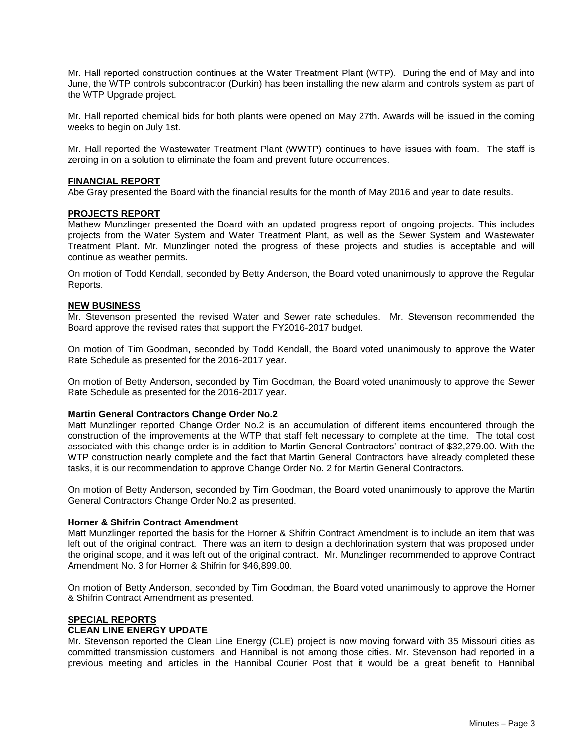Mr. Hall reported construction continues at the Water Treatment Plant (WTP). During the end of May and into June, the WTP controls subcontractor (Durkin) has been installing the new alarm and controls system as part of the WTP Upgrade project.

Mr. Hall reported chemical bids for both plants were opened on May 27th. Awards will be issued in the coming weeks to begin on July 1st.

Mr. Hall reported the Wastewater Treatment Plant (WWTP) continues to have issues with foam. The staff is zeroing in on a solution to eliminate the foam and prevent future occurrences.

## FINANCIAL REPORT

Abe Gray presented the Board with the financial results for the month of May 2016 and year to date results.

## PROJECTS REPORT

Mathew Munzlinger presented the Board with an updated progress report of ongoing projects. This includes projects from the Water System and Water Treatment Plant, as well as the Sewer System and Wastewater Treatment Plant. Mr. Munzlinger noted the progress of these projects and studies is acceptable and will continue as weather permits.

On motion of Todd Kendall, seconded by Betty Anderson, the Board voted unanimously to approve the Regular Reports.

## NEW BUSINESS

Mr. Stevenson presented the revised Water and Sewer rate schedules. Mr. Stevenson recommended the Board approve the revised rates that support the FY2016-2017 budget.

On motion of Tim Goodman, seconded by Todd Kendall, the Board voted unanimously to approve the Water Rate Schedule as presented for the 2016-2017 year.

On motion of Betty Anderson, seconded by Tim Goodman, the Board voted unanimously to approve the Sewer Rate Schedule as presented for the 2016-2017 year.

### Martin General Contractors Change Order No.2

Matt Munzlinger reported Change Order No.2 is an accumulation of different items encountered through the construction of the improvements at the WTP that staff felt necessary to complete at the time. The total cost associated with this change order is in addition to Martin General Contractors' contract of $32,279.00. With the WTP construction nearly complete and the fact that Martin General Contractors have already completed these tasks, it is our recommendation to approve Change Order No. 2 for Martin General Contractors.

On motion of Betty Anderson, seconded by Tim Goodman, the Board voted unanimously to approve the Martin General Contractors Change Order No.2 as presented.

### Horner & Shifrin Contract Amendment

Matt Munzlinger reported the basis for the Horner & Shifrin Contract Amendment is to include an item that was left out of the original contract. There was an item to design a dechlorination system that was proposed under the original scope, and it was left out of the original contract. Mr. Munzlinger recommended to approve Contract Amendment No. 3 for Horner & Shifrin for $46,899.00.

On motion of Betty Anderson, seconded by Tim Goodman, the Board voted unanimously to approve the Horner & Shifrin Contract Amendment as presented.

## SPECIAL REPORTS

### CLEAN LINE ENERGY UPDATE

Mr. Stevenson reported the Clean Line Energy (CLE) project is now moving forward with 35 Missouri cities as committed transmission customers, and Hannibal is not among those cities. Mr. Stevenson had reported in a previous meeting and articles in the Hannibal Courier Post that it would be a great benefit to Hannibal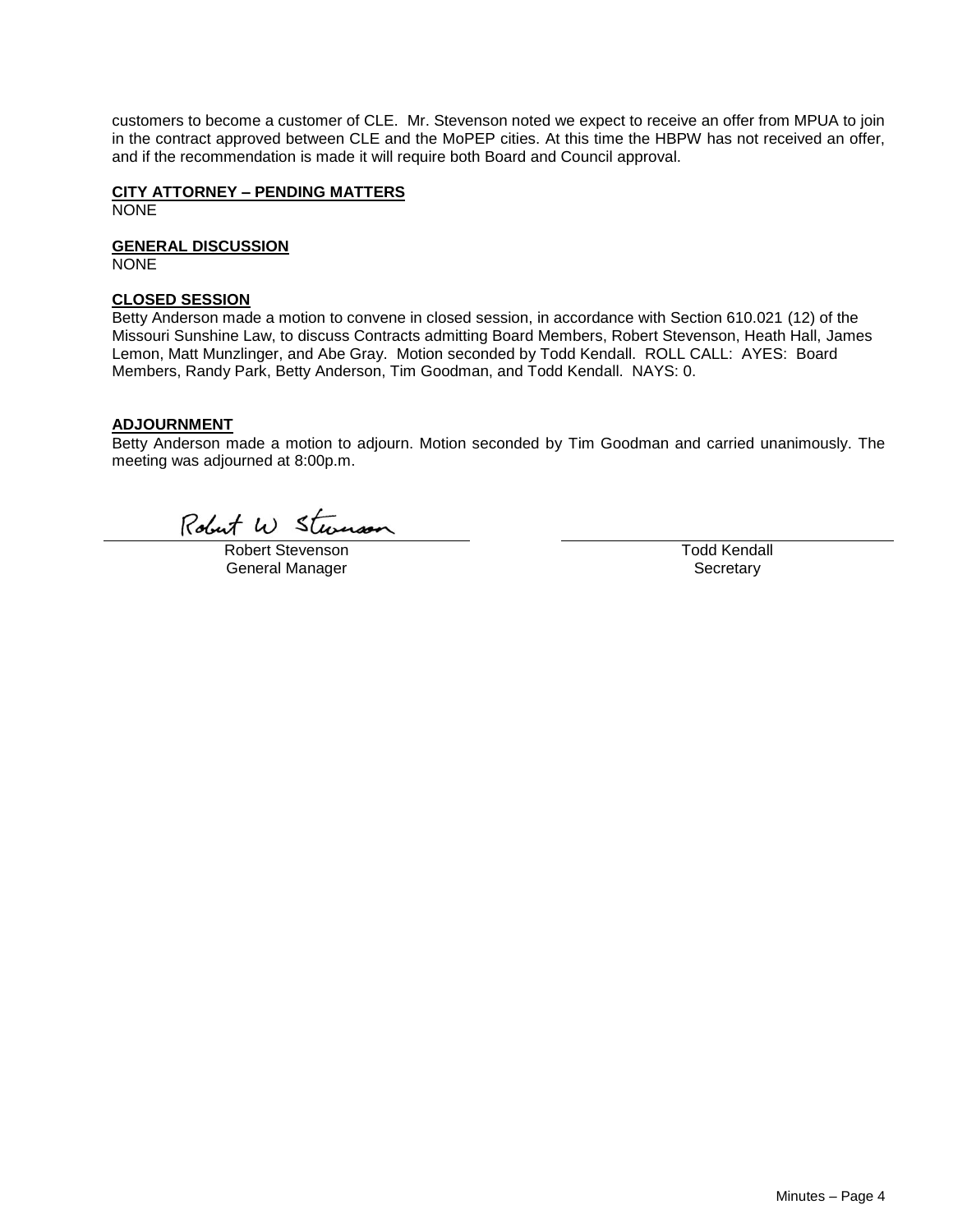customers to become a customer of CLE. Mr. Stevenson noted we expect to receive an offer from MPUA to join in the contract approved between CLE and the MoPEP cities. At this time the HBPW has not received an offer, and if the recommendation is made it will require both Board and Council approval.

**CITY ATTORNEY – PENDING MATTERS**

NONE

**GENERAL DISCUSSION**

NONE

**CLOSED SESSION**

Betty Anderson made a motion to convene in closed session, in accordance with Section 610.021 (12) of the Missouri Sunshine Law, to discuss Contracts admitting Board Members, Robert Stevenson, Heath Hall, James Lemon, Matt Munzlinger, and Abe Gray. Motion seconded by Todd Kendall. ROLL CALL: AYES: Board Members, Randy Park, Betty Anderson, Tim Goodman, and Todd Kendall. NAYS: 0.

**ADJOURNMENT**

Betty Anderson made a motion to adjourn. Motion seconded by Tim Goodman and carried unanimously. The meeting was adjourned at 8:00p.m.

Robert W Stevenson

Robert Stevenson
General Manager

Todd Kendall
Secretary